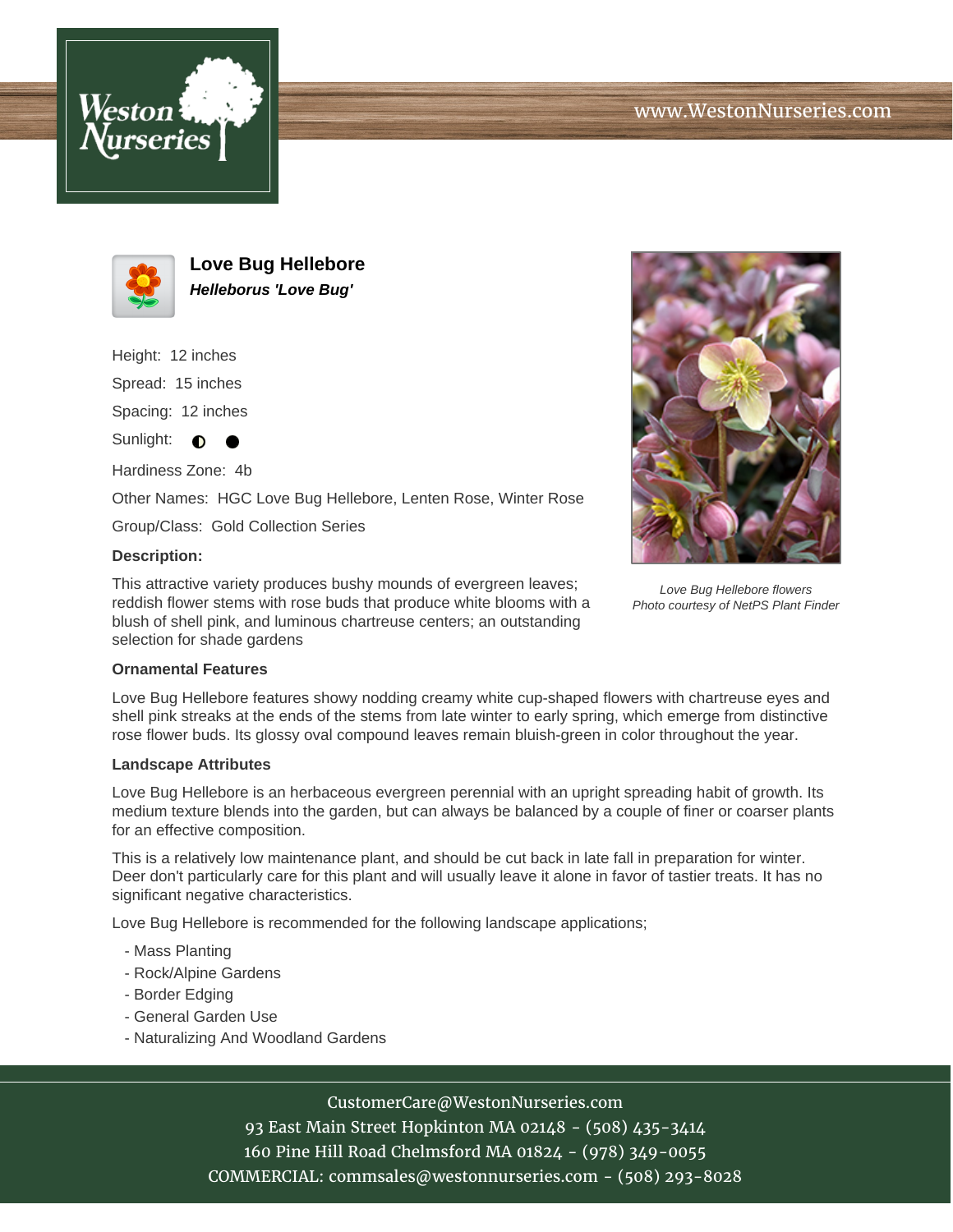# Love Bug Hellebore

***Helleborus 'Love Bug'***

Height: 12 inches

Spread: 15 inches

Spacing: 12 inches

Sunlight: ◐ ●

Hardiness Zone: 4b

Other Names: HGC Love Bug Hellebore, Lenten Rose, Winter Rose

Group/Class: Gold Collection Series

**Description:**

This attractive variety produces bushy mounds of evergreen leaves; reddish flower stems with rose buds that produce white blooms with a blush of shell pink, and luminous chartreuse centers; an outstanding selection for shade gardens

*Love Bug Hellebore flowers*
*Photo courtesy of NetPS Plant Finder*

### Ornamental Features

Love Bug Hellebore features showy nodding creamy white cup-shaped flowers with chartreuse eyes and shell pink streaks at the ends of the stems from late winter to early spring, which emerge from distinctive rose flower buds. Its glossy oval compound leaves remain bluish-green in color throughout the year.

### Landscape Attributes

Love Bug Hellebore is an herbaceous evergreen perennial with an upright spreading habit of growth. Its medium texture blends into the garden, but can always be balanced by a couple of finer or coarser plants for an effective composition.

This is a relatively low maintenance plant, and should be cut back in late fall in preparation for winter. Deer don't particularly care for this plant and will usually leave it alone in favor of tastier treats. It has no significant negative characteristics.

Love Bug Hellebore is recommended for the following landscape applications;

- Mass Planting
- Rock/Alpine Gardens
- Border Edging
- General Garden Use
- Naturalizing And Woodland Gardens

CustomerCare@WestonNurseries.com
93 East Main Street Hopkinton MA 02148 - (508) 435-3414
160 Pine Hill Road Chelmsford MA 01824 - (978) 349-0055
COMMERCIAL: commsales@westonnurseries.com - (508) 293-8028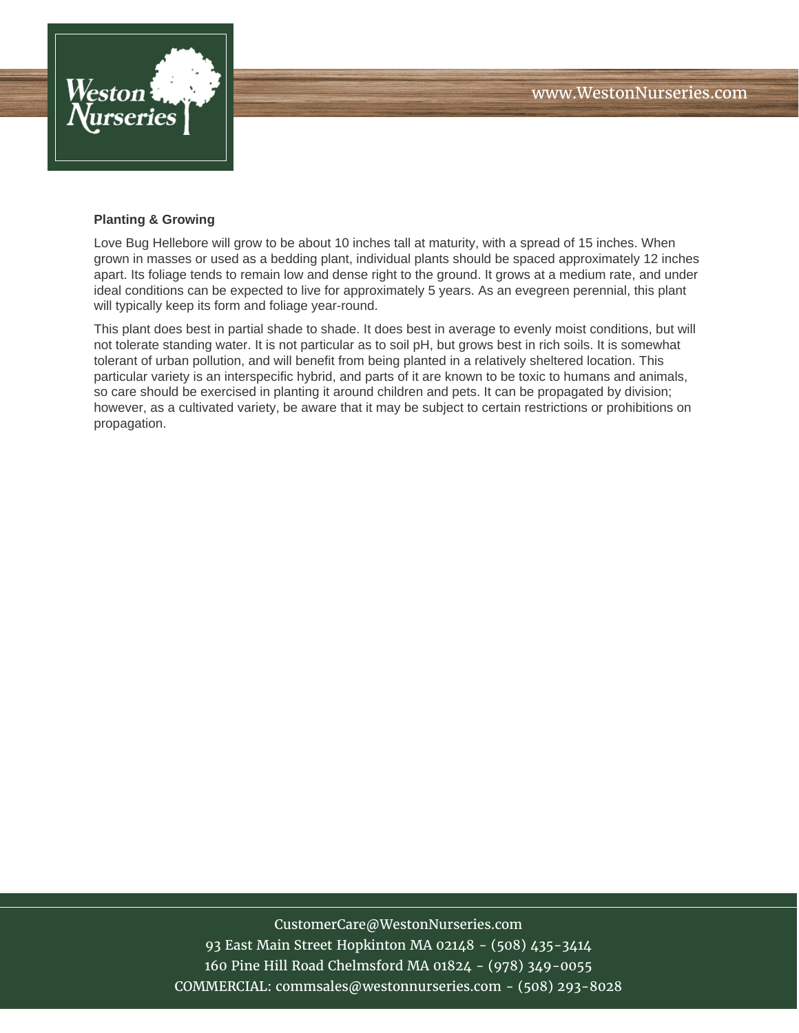**Planting & Growing**

Love Bug Hellebore will grow to be about 10 inches tall at maturity, with a spread of 15 inches. When grown in masses or used as a bedding plant, individual plants should be spaced approximately 12 inches apart. Its foliage tends to remain low and dense right to the ground. It grows at a medium rate, and under ideal conditions can be expected to live for approximately 5 years. As an evegreen perennial, this plant will typically keep its form and foliage year-round.

This plant does best in partial shade to shade. It does best in average to evenly moist conditions, but will not tolerate standing water. It is not particular as to soil pH, but grows best in rich soils. It is somewhat tolerant of urban pollution, and will benefit from being planted in a relatively sheltered location. This particular variety is an interspecific hybrid, and parts of it are known to be toxic to humans and animals, so care should be exercised in planting it around children and pets. It can be propagated by division; however, as a cultivated variety, be aware that it may be subject to certain restrictions or prohibitions on propagation.